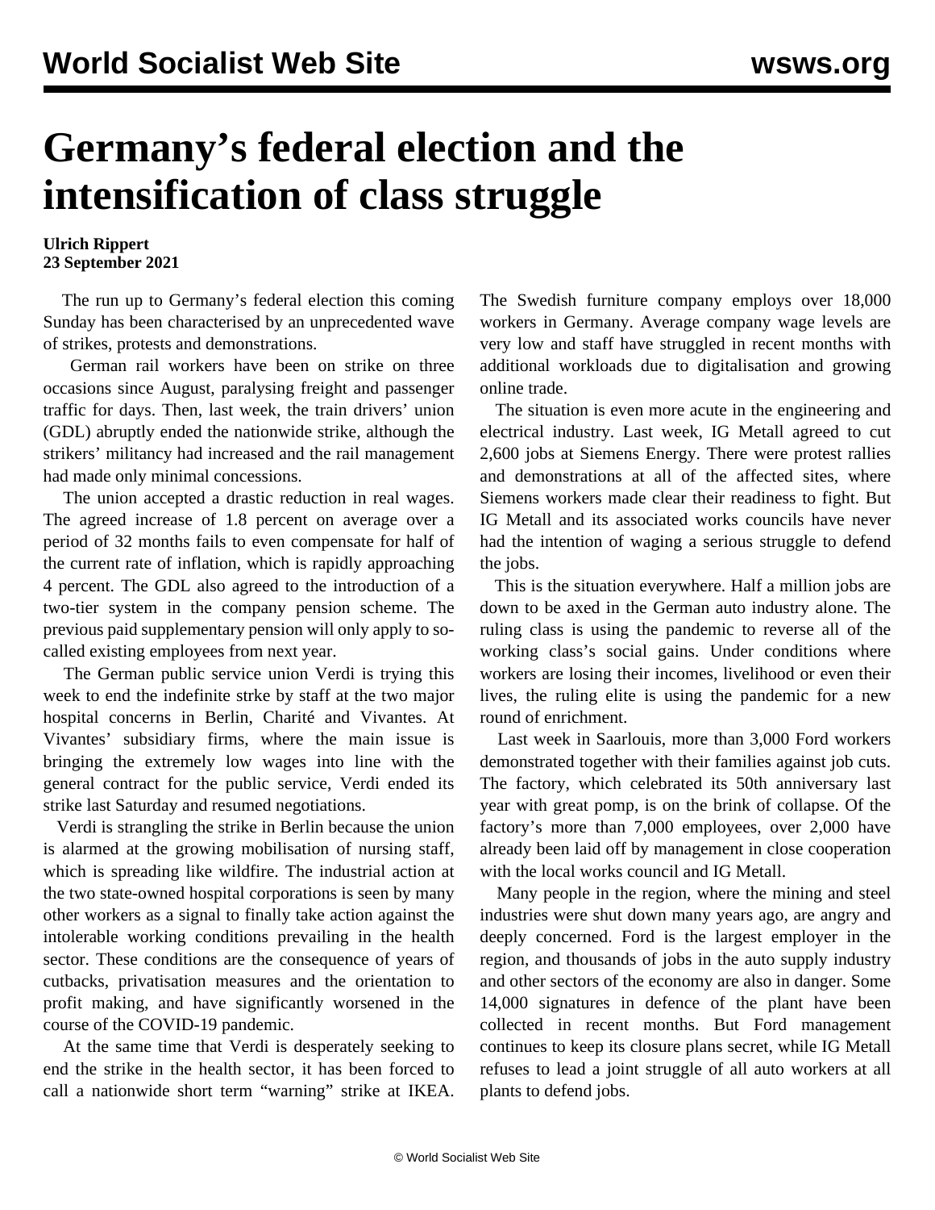# Germany's federal election and the intensification of class struggle

**Ulrich Rippert**
**23 September 2021**

The run up to Germany's federal election this coming Sunday has been characterised by an unprecedented wave of strikes, protests and demonstrations.

German rail workers have been on strike on three occasions since August, paralysing freight and passenger traffic for days. Then, last week, the train drivers' union (GDL) abruptly ended the nationwide strike, although the strikers' militancy had increased and the rail management had made only minimal concessions.

The union accepted a drastic reduction in real wages. The agreed increase of 1.8 percent on average over a period of 32 months fails to even compensate for half of the current rate of inflation, which is rapidly approaching 4 percent. The GDL also agreed to the introduction of a two-tier system in the company pension scheme. The previous paid supplementary pension will only apply to so-called existing employees from next year.

The German public service union Verdi is trying this week to end the indefinite strke by staff at the two major hospital concerns in Berlin, Charité and Vivantes. At Vivantes' subsidiary firms, where the main issue is bringing the extremely low wages into line with the general contract for the public service, Verdi ended its strike last Saturday and resumed negotiations.

Verdi is strangling the strike in Berlin because the union is alarmed at the growing mobilisation of nursing staff, which is spreading like wildfire. The industrial action at the two state-owned hospital corporations is seen by many other workers as a signal to finally take action against the intolerable working conditions prevailing in the health sector. These conditions are the consequence of years of cutbacks, privatisation measures and the orientation to profit making, and have significantly worsened in the course of the COVID-19 pandemic.

At the same time that Verdi is desperately seeking to end the strike in the health sector, it has been forced to call a nationwide short term "warning" strike at IKEA. The Swedish furniture company employs over 18,000 workers in Germany. Average company wage levels are very low and staff have struggled in recent months with additional workloads due to digitalisation and growing online trade.

The situation is even more acute in the engineering and electrical industry. Last week, IG Metall agreed to cut 2,600 jobs at Siemens Energy. There were protest rallies and demonstrations at all of the affected sites, where Siemens workers made clear their readiness to fight. But IG Metall and its associated works councils have never had the intention of waging a serious struggle to defend the jobs.

This is the situation everywhere. Half a million jobs are down to be axed in the German auto industry alone. The ruling class is using the pandemic to reverse all of the working class's social gains. Under conditions where workers are losing their incomes, livelihood or even their lives, the ruling elite is using the pandemic for a new round of enrichment.

Last week in Saarlouis, more than 3,000 Ford workers demonstrated together with their families against job cuts. The factory, which celebrated its 50th anniversary last year with great pomp, is on the brink of collapse. Of the factory's more than 7,000 employees, over 2,000 have already been laid off by management in close cooperation with the local works council and IG Metall.

Many people in the region, where the mining and steel industries were shut down many years ago, are angry and deeply concerned. Ford is the largest employer in the region, and thousands of jobs in the auto supply industry and other sectors of the economy are also in danger. Some 14,000 signatures in defence of the plant have been collected in recent months. But Ford management continues to keep its closure plans secret, while IG Metall refuses to lead a joint struggle of all auto workers at all plants to defend jobs.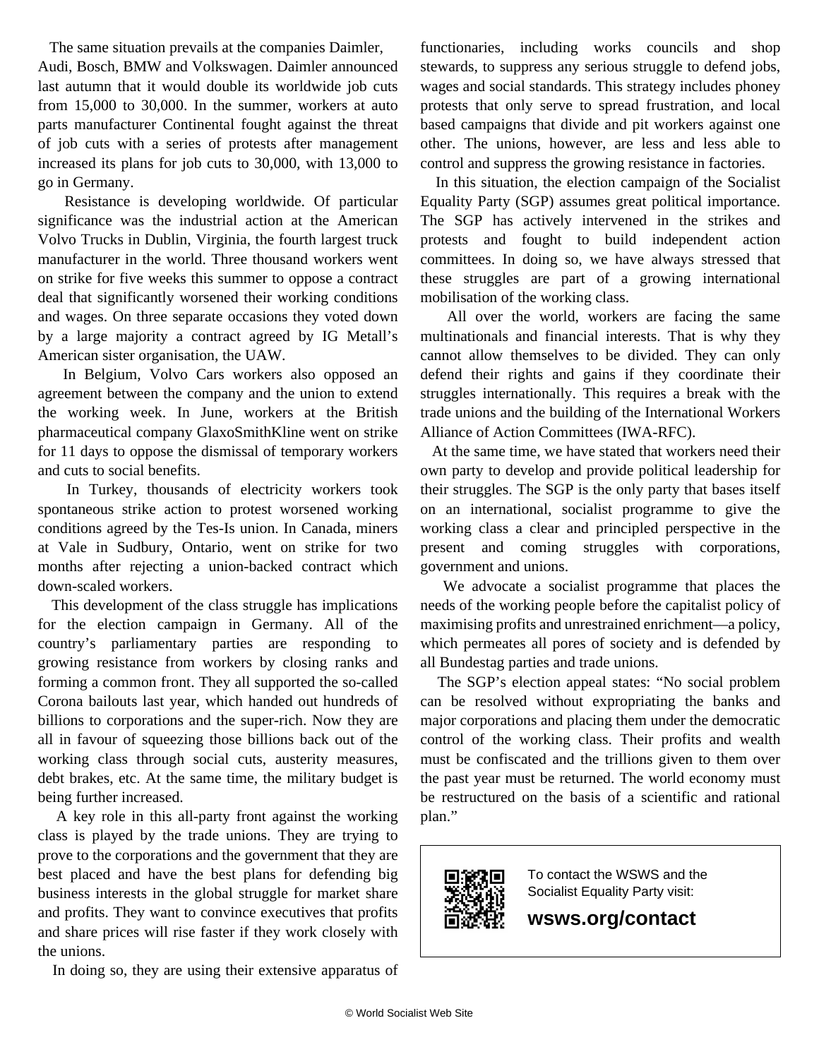The same situation prevails at the companies Daimler, Audi, Bosch, BMW and Volkswagen. Daimler announced last autumn that it would double its worldwide job cuts from 15,000 to 30,000. In the summer, workers at auto parts manufacturer Continental fought against the threat of job cuts with a series of protests after management increased its plans for job cuts to 30,000, with 13,000 to go in Germany.

Resistance is developing worldwide. Of particular significance was the industrial action at the American Volvo Trucks in Dublin, Virginia, the fourth largest truck manufacturer in the world. Three thousand workers went on strike for five weeks this summer to oppose a contract deal that significantly worsened their working conditions and wages. On three separate occasions they voted down by a large majority a contract agreed by IG Metall's American sister organisation, the UAW.

In Belgium, Volvo Cars workers also opposed an agreement between the company and the union to extend the working week. In June, workers at the British pharmaceutical company GlaxoSmithKline went on strike for 11 days to oppose the dismissal of temporary workers and cuts to social benefits.

In Turkey, thousands of electricity workers took spontaneous strike action to protest worsened working conditions agreed by the Tes-Is union. In Canada, miners at Vale in Sudbury, Ontario, went on strike for two months after rejecting a union-backed contract which down-scaled workers.

This development of the class struggle has implications for the election campaign in Germany. All of the country's parliamentary parties are responding to growing resistance from workers by closing ranks and forming a common front. They all supported the so-called Corona bailouts last year, which handed out hundreds of billions to corporations and the super-rich. Now they are all in favour of squeezing those billions back out of the working class through social cuts, austerity measures, debt brakes, etc. At the same time, the military budget is being further increased.

A key role in this all-party front against the working class is played by the trade unions. They are trying to prove to the corporations and the government that they are best placed and have the best plans for defending big business interests in the global struggle for market share and profits. They want to convince executives that profits and share prices will rise faster if they work closely with the unions.

In doing so, they are using their extensive apparatus of functionaries, including works councils and shop stewards, to suppress any serious struggle to defend jobs, wages and social standards. This strategy includes phoney protests that only serve to spread frustration, and local based campaigns that divide and pit workers against one other. The unions, however, are less and less able to control and suppress the growing resistance in factories.

In this situation, the election campaign of the Socialist Equality Party (SGP) assumes great political importance. The SGP has actively intervened in the strikes and protests and fought to build independent action committees. In doing so, we have always stressed that these struggles are part of a growing international mobilisation of the working class.

All over the world, workers are facing the same multinationals and financial interests. That is why they cannot allow themselves to be divided. They can only defend their rights and gains if they coordinate their struggles internationally. This requires a break with the trade unions and the building of the International Workers Alliance of Action Committees (IWA-RFC).

At the same time, we have stated that workers need their own party to develop and provide political leadership for their struggles. The SGP is the only party that bases itself on an international, socialist programme to give the working class a clear and principled perspective in the present and coming struggles with corporations, government and unions.

We advocate a socialist programme that places the needs of the working people before the capitalist policy of maximising profits and unrestrained enrichment—a policy, which permeates all pores of society and is defended by all Bundestag parties and trade unions.

The SGP's election appeal states: "No social problem can be resolved without expropriating the banks and major corporations and placing them under the democratic control of the working class. Their profits and wealth must be confiscated and the trillions given to them over the past year must be returned. The world economy must be restructured on the basis of a scientific and rational plan."

To contact the WSWS and the Socialist Equality Party visit:

**wsws.org/contact**